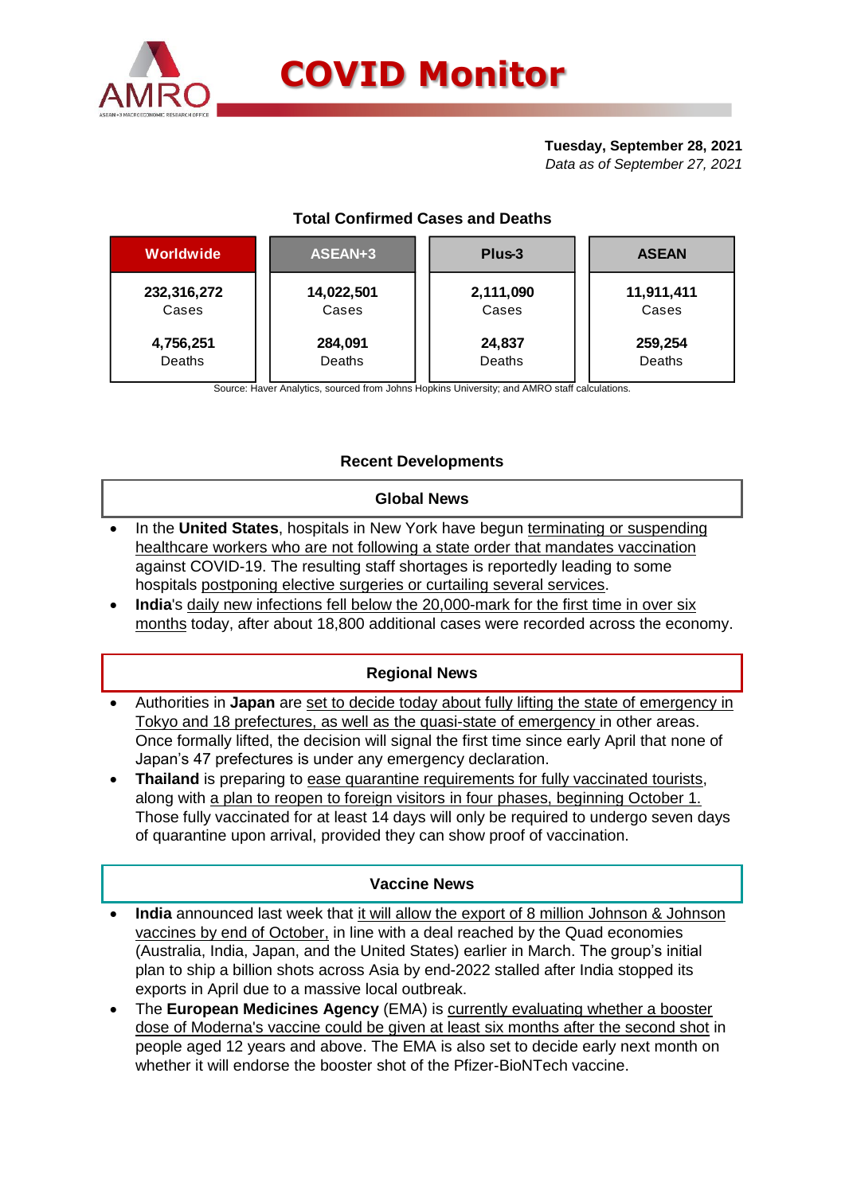# COVID Monitor

**Tuesday, September 28, 2021**
*Data as of September 27, 2021*

## Total Confirmed Cases and Deaths

| Worldwide | ASEAN+3 | Plus-3 | ASEAN |
|---|---|---|---|
| **232,316,272** Cases | **14,022,501** Cases | **2,111,090** Cases | **11,911,411** Cases |
| **4,756,251** Deaths | **284,091** Deaths | **24,837** Deaths | **259,254** Deaths |

Source: Haver Analytics, sourced from Johns Hopkins University; and AMRO staff calculations.

## Recent Developments

### Global News

- In the **United States**, hospitals in New York have begun terminating or suspending healthcare workers who are not following a state order that mandates vaccination against COVID-19. The resulting staff shortages is reportedly leading to some hospitals postponing elective surgeries or curtailing several services.
- **India**'s daily new infections fell below the 20,000-mark for the first time in over six months today, after about 18,800 additional cases were recorded across the economy.

### Regional News

- Authorities in **Japan** are set to decide today about fully lifting the state of emergency in Tokyo and 18 prefectures, as well as the quasi-state of emergency in other areas. Once formally lifted, the decision will signal the first time since early April that none of Japan's 47 prefectures is under any emergency declaration.
- **Thailand** is preparing to ease quarantine requirements for fully vaccinated tourists, along with a plan to reopen to foreign visitors in four phases, beginning October 1. Those fully vaccinated for at least 14 days will only be required to undergo seven days of quarantine upon arrival, provided they can show proof of vaccination.

### Vaccine News

- **India** announced last week that it will allow the export of 8 million Johnson & Johnson vaccines by end of October, in line with a deal reached by the Quad economies (Australia, India, Japan, and the United States) earlier in March. The group's initial plan to ship a billion shots across Asia by end-2022 stalled after India stopped its exports in April due to a massive local outbreak.
- The **European Medicines Agency** (EMA) is currently evaluating whether a booster dose of Moderna's vaccine could be given at least six months after the second shot in people aged 12 years and above. The EMA is also set to decide early next month on whether it will endorse the booster shot of the Pfizer-BioNTech vaccine.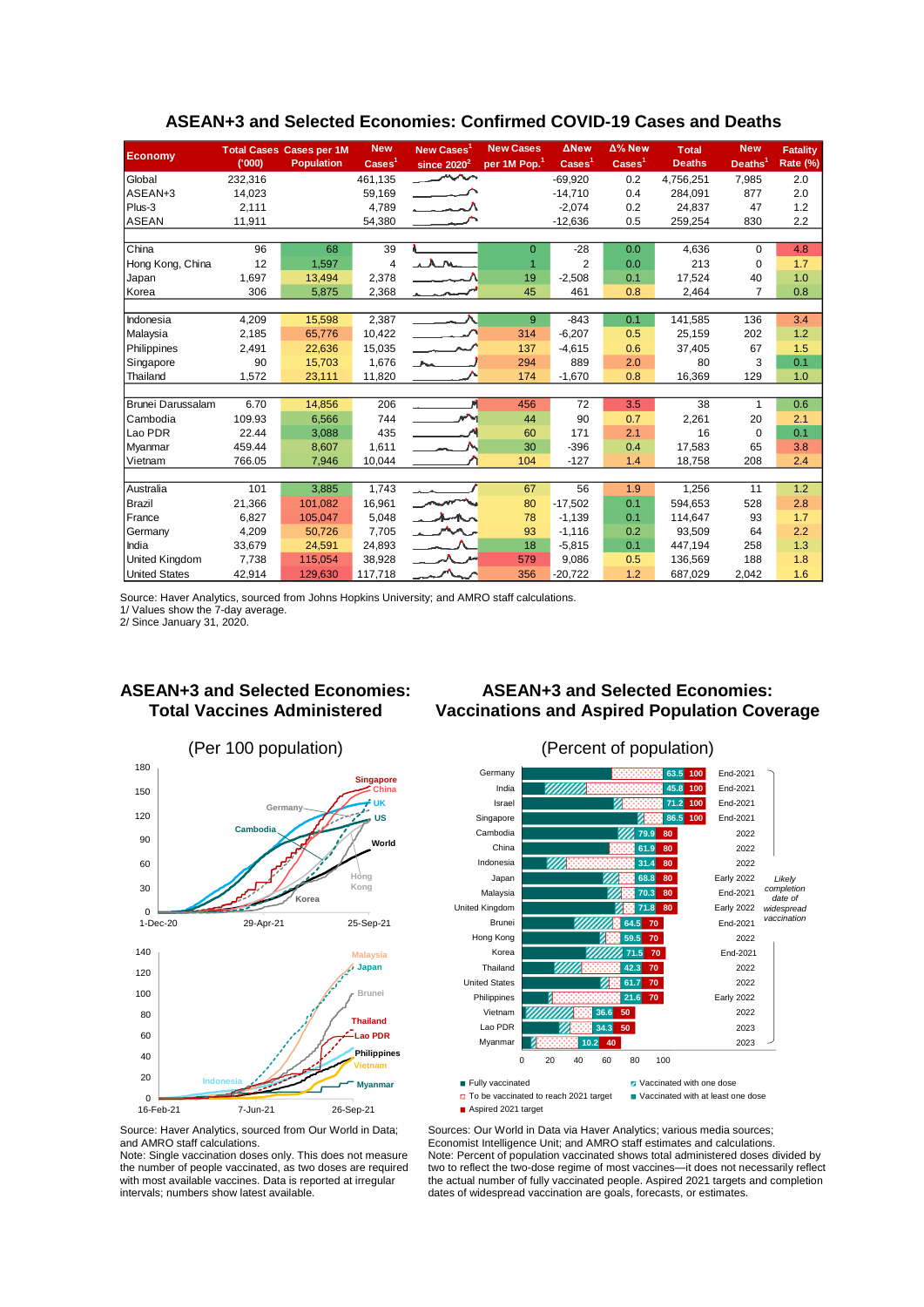## ASEAN+3 and Selected Economies: Confirmed COVID-19 Cases and Deaths

| Economy | Total Cases ('000) | Cases per 1M Population | New Cases[1] | New Cases[1] since 2020[2] | New Cases per 1M Pop.[1] | ΔNew Cases[1] | Δ% New Cases[1] | Total Deaths | New Deaths[1] | Fatality Rate (%) |
|---|---|---|---|---|---|---|---|---|---|---|
| Global | 232,316 | | 461,135 | | | -69,920 | 0.2 | 4,756,251 | 7,985 | 2.0 |
| ASEAN+3 | 14,023 | | 59,169 | | | -14,710 | 0.4 | 284,091 | 877 | 2.0 |
| Plus-3 | 2,111 | | 4,789 | | | -2,074 | 0.2 | 24,837 | 47 | 1.2 |
| ASEAN | 11,911 | | 54,380 | | | -12,636 | 0.5 | 259,254 | 830 | 2.2 |
| | | | | | | | | | | |
| China | 96 | 68 | 39 | | 0 | -28 | 0.0 | 4,636 | 0 | 4.8 |
| Hong Kong, China | 12 | 1,597 | 4 | | 1 | 2 | 0.0 | 213 | 0 | 1.7 |
| Japan | 1,697 | 13,494 | 2,378 | | 19 | -2,508 | 0.1 | 17,524 | 40 | 1.0 |
| Korea | 306 | 5,875 | 2,368 | | 45 | 461 | 0.8 | 2,464 | 7 | 0.8 |
| | | | | | | | | | | |
| Indonesia | 4,209 | 15,598 | 2,387 | | 9 | -843 | 0.1 | 141,585 | 136 | 3.4 |
| Malaysia | 2,185 | 65,776 | 10,422 | | 314 | -6,207 | 0.5 | 25,159 | 202 | 1.2 |
| Philippines | 2,491 | 22,636 | 15,035 | | 137 | -4,615 | 0.6 | 37,405 | 67 | 1.5 |
| Singapore | 90 | 15,703 | 1,676 | | 294 | 889 | 2.0 | 80 | 3 | 0.1 |
| Thailand | 1,572 | 23,111 | 11,820 | | 174 | -1,670 | 0.8 | 16,369 | 129 | 1.0 |
| | | | | | | | | | | |
| Brunei Darussalam | 6.70 | 14,856 | 206 | | 456 | 72 | 3.5 | 38 | 1 | 0.6 |
| Cambodia | 109.93 | 6,566 | 744 | | 44 | 90 | 0.7 | 2,261 | 20 | 2.1 |
| Lao PDR | 22.44 | 3,088 | 435 | | 60 | 171 | 2.1 | 16 | 0 | 0.1 |
| Myanmar | 459.44 | 8,607 | 1,611 | | 30 | -396 | 0.4 | 17,583 | 65 | 3.8 |
| Vietnam | 766.05 | 7,946 | 10,044 | | 104 | -127 | 1.4 | 18,758 | 208 | 2.4 |
| | | | | | | | | | | |
| Australia | 101 | 3,885 | 1,743 | | 67 | 56 | 1.9 | 1,256 | 11 | 1.2 |
| Brazil | 21,366 | 101,082 | 16,961 | | 80 | -17,502 | 0.1 | 594,653 | 528 | 2.8 |
| France | 6,827 | 105,047 | 5,048 | | 78 | -1,139 | 0.1 | 114,647 | 93 | 1.7 |
| Germany | 4,209 | 50,726 | 7,705 | | 93 | -1,116 | 0.2 | 93,509 | 64 | 2.2 |
| India | 33,679 | 24,591 | 24,893 | | 18 | -5,815 | 0.1 | 447,194 | 258 | 1.3 |
| United Kingdom | 7,738 | 115,054 | 38,928 | | 579 | 9,086 | 0.5 | 136,569 | 188 | 1.8 |
| United States | 42,914 | 129,630 | 117,718 | | 356 | -20,722 | 1.2 | 687,029 | 2,042 | 1.6 |

Source: Haver Analytics, sourced from Johns Hopkins University; and AMRO staff calculations.
1/ Values show the 7-day average.
2/ Since January 31, 2020.

## ASEAN+3 and Selected Economies: Total Vaccines Administered

(Per 100 population)

180
150
120
90
60
30
0
1-Dec-20
29-Apr-21
25-Sep-21
Singapore
China
UK
US
Germany
Cambodia
World
Hong Kong
Korea

140
120
100
80
60
40
20
0
16-Feb-21
7-Jun-21
26-Sep-21
Malaysia
Japan
Brunei
Thailand
Lao PDR
Philippines
Vietnam
Indonesia
Myanmar

Source: Haver Analytics, sourced from Our World in Data; and AMRO staff calculations.
Note: Single vaccination doses only. This does not measure the number of people vaccinated, as two doses are required with most available vaccines. Data is reported at irregular intervals; numbers show latest available.

## ASEAN+3 and Selected Economies: Vaccinations and Aspired Population Coverage

(Percent of population)

Germany 63.5 100 End-2021
India 45.8 100 End-2021
Israel 71.2 100 End-2021
Singapore 86.5 100 End-2021
Cambodia 79.9 80 2022
China 61.9 80 2022
Indonesia 31.4 80 2022
Japan 68.8 80 Early 2022
Malaysia 70.3 80 End-2021
United Kingdom 71.8 80 Early 2022
Brunei 64.5 70 End-2021
Hong Kong 59.5 70 2022
Korea 71.5 70 End-2021
Thailand 42.3 70 2022
United States 61.7 70 2022
Philippines 21.6 70 Early 2022
Vietnam 36.6 50 2022
Lao PDR 34.3 50 2023
Myanmar 10.2 40 2023

*Likely completion date of widespread vaccination*

0 20 40 60 80 100

Fully vaccinated
Vaccinated with one dose
To be vaccinated to reach 2021 target
Vaccinated with at least one dose
Aspired 2021 target

Sources: Our World in Data via Haver Analytics; various media sources; Economist Intelligence Unit; and AMRO staff estimates and calculations.
Note: Percent of population vaccinated shows total administered doses divided by two to reflect the two-dose regime of most vaccines—it does not necessarily reflect the actual number of fully vaccinated people. Aspired 2021 targets and completion dates of widespread vaccination are goals, forecasts, or estimates.